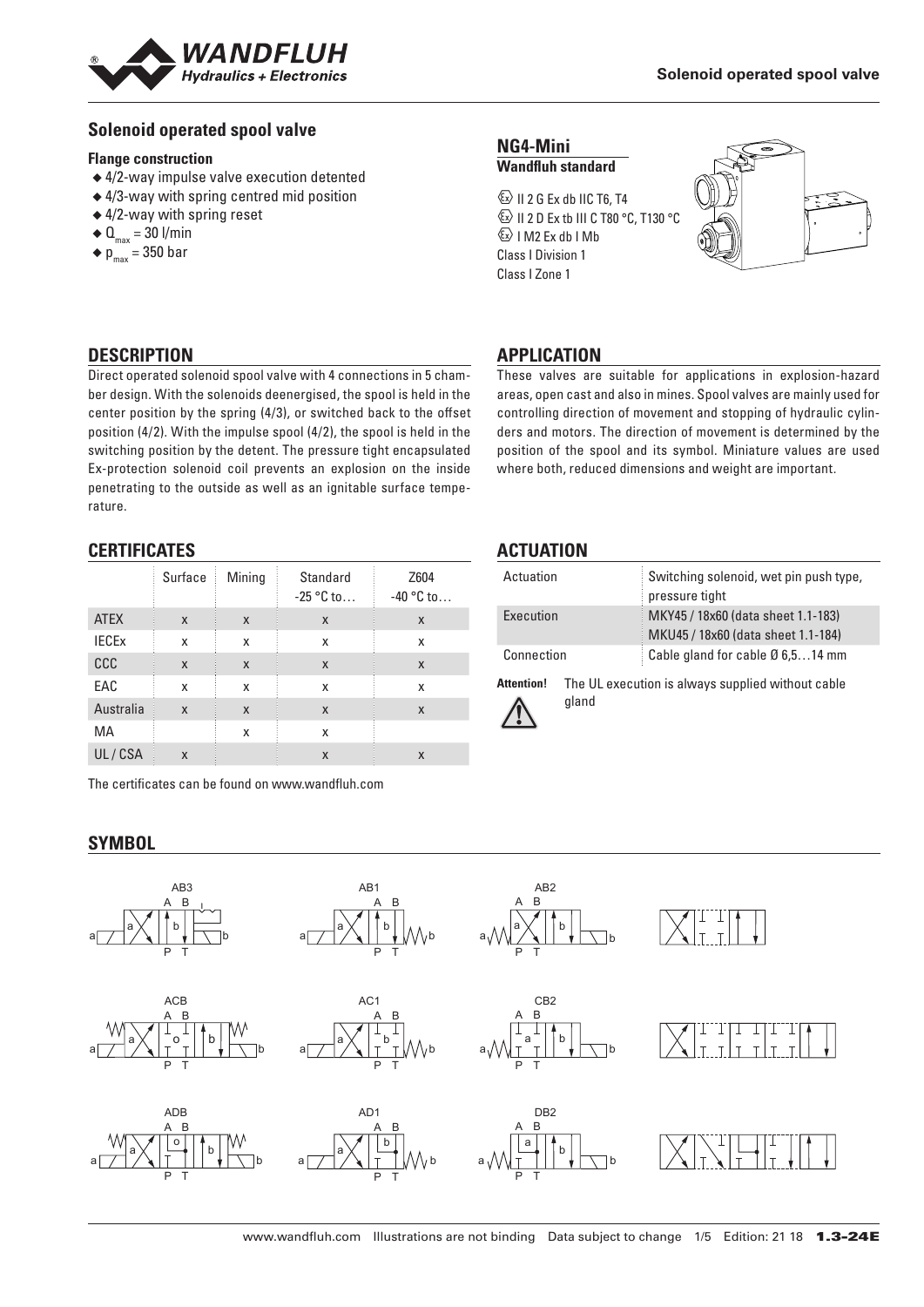# Solenoid operated spool valve

## Solenoid operated spool valve

**Flange construction**

- 4/2-way impulse valve execution detented
- 4/3-way with spring centred mid position
- 4/2-way with spring reset
- $Q_{max}$ = 30 l/min
- $p_{max}$ = 350 bar

**NG4-Mini**
**Wandfluh standard**

Ex II 2 G Ex db IIC T6, T4
Ex II 2 D Ex tb III C T80 °C, T130 °C
Ex I M2 Ex db I Mb
Class I Division 1
Class I Zone 1

## DESCRIPTION

Direct operated solenoid spool valve with 4 connections in 5 chamber design. With the solenoids deenergised, the spool is held in the center position by the spring (4/3), or switched back to the offset position (4/2). With the impulse spool (4/2), the spool is held in the switching position by the detent. The pressure tight encapsulated Ex-protection solenoid coil prevents an explosion on the inside penetrating to the outside as well as an ignitable surface temperature.

## APPLICATION

These valves are suitable for applications in explosion-hazard areas, open cast and also in mines. Spool valves are mainly used for controlling direction of movement and stopping of hydraulic cylinders and motors. The direction of movement is determined by the position of the spool and its symbol. Miniature values are used where both, reduced dimensions and weight are important.

## CERTIFICATES

| | Surface | Mining | Standard -25 °C to… | Z604 -40 °C to… |
|---|---|---|---|---|
| ATEX | x | x | x | x |
| IECEx | x | x | x | x |
| CCC | x | x | x | x |
| EAC | x | x | x | x |
| Australia | x | x | x | x |
| MA | | x | x | |
| UL / CSA | x | | x | x |

The certificates can be found on www.wandfluh.com

## ACTUATION

| | |
|---|---|
| Actuation | Switching solenoid, wet pin push type, pressure tight |
| Execution | MKY45 / 18x60 (data sheet 1.1-183) MKU45 / 18x60 (data sheet 1.1-184) |
| Connection | Cable gland for cable Ø 6,5…14 mm |

**Attention!** The UL execution is always supplied without cable gland

## SYMBOL

AB3, AB1, AB2

ACB, AC1, CB2

ADB, AD1, DB2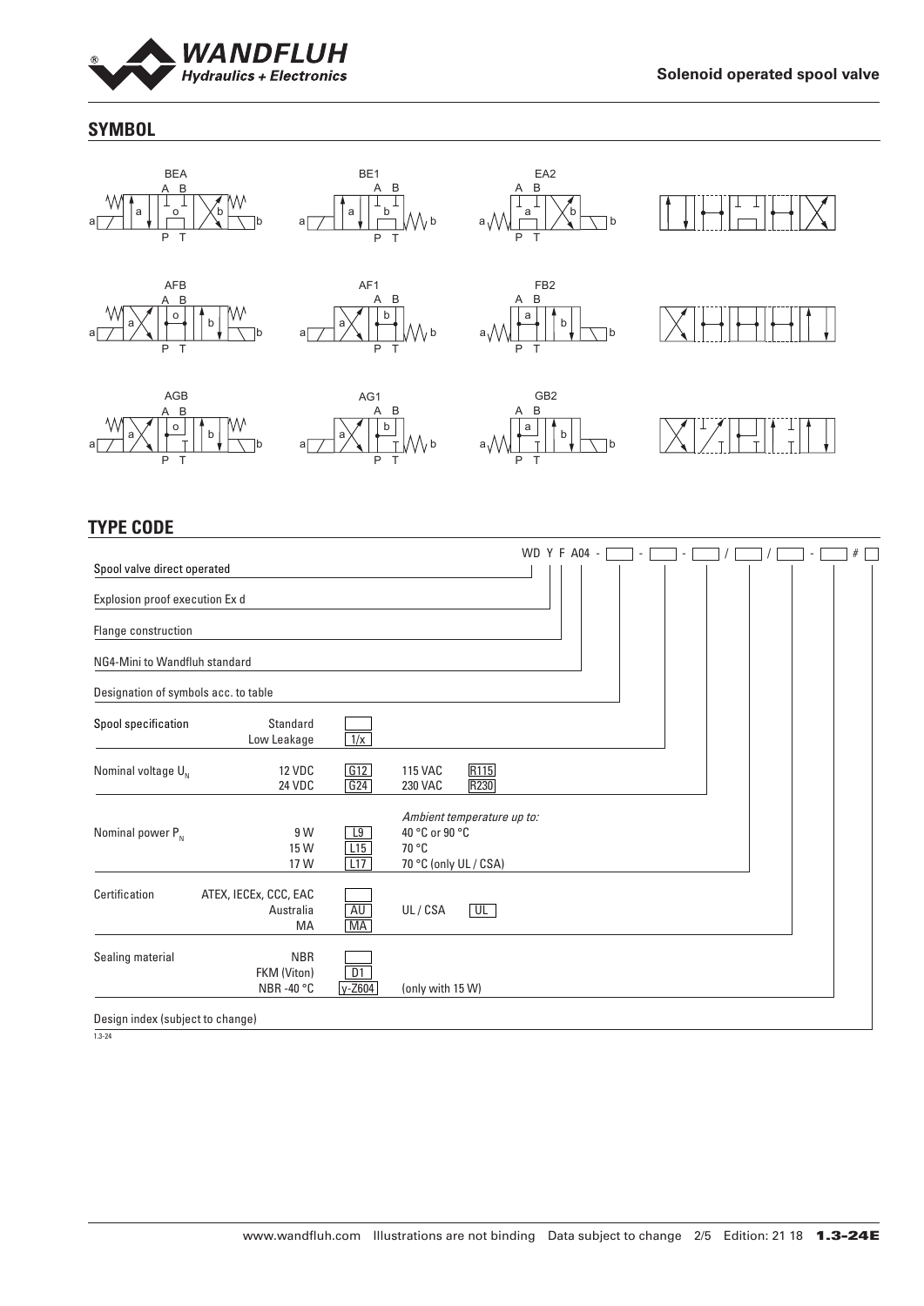## SYMBOL

BEA, BE1, EA2

AFB, AF1, FB2

AGB, AG1, GB2

## TYPE CODE

WD Y F A04 - [ ] - [ ] - [ ] / [ ] / [ ] - [ ] # [ ]

Spool valve direct operated

Explosion proof execution Ex d

Flange construction

NG4-Mini to Wandfluh standard

Designation of symbols acc. to table

| | | | | |
|---|---|---|---|---|
| Spool specification | Standard | | | |
| | Low Leakage | 1/x | | |
| Nominal voltage $U_N$ | 12 VDC | G12 | 115 VAC | R115 |
| | 24 VDC | G24 | 230 VAC | R230 |
| | | | *Ambient temperature up to:* | |
| Nominal power $P_N$ | 9 W | L9 | 40 °C or 90 °C | |
| | 15 W | L15 | 70 °C | |
| | 17 W | L17 | 70 °C (only UL / CSA) | |
| Certification | ATEX, IECEx, CCC, EAC | | | |
| | Australia | AU | UL / CSA | UL |
| | MA | MA | | |
| Sealing material | NBR | | | |
| | FKM (Viton) | D1 | | |
| | NBR -40 °C | y-Z604 | (only with 15 W) | |

Design index (subject to change)

1.3-24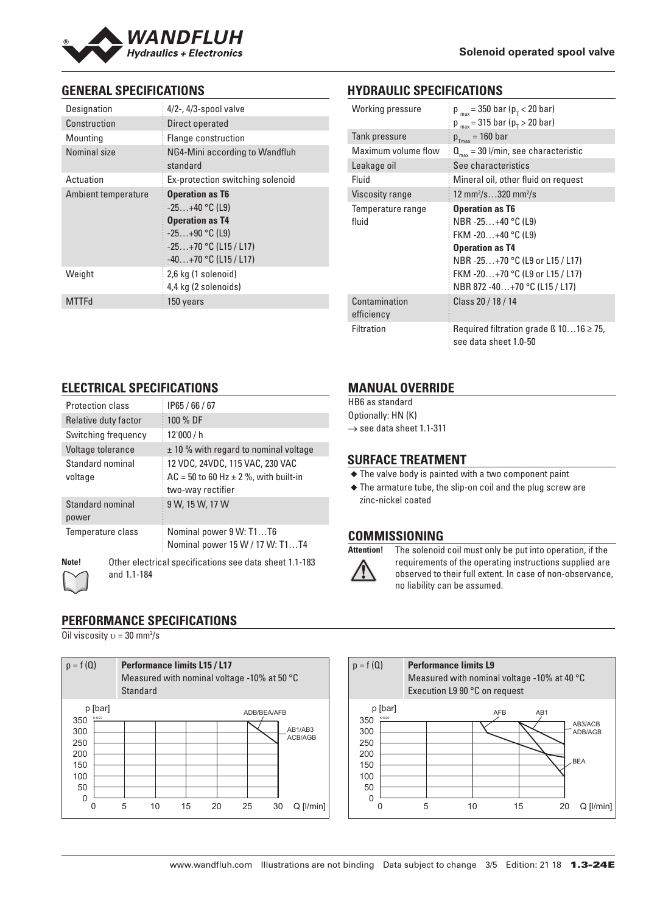## GENERAL SPECIFICATIONS

| | |
|---|---|
| Designation | 4/2-, 4/3-spool valve |
| Construction | Direct operated |
| Mounting | Flange construction |
| Nominal size | NG4-Mini according to Wandfluh standard |
| Actuation | Ex-protection switching solenoid |
| Ambient temperature | **Operation as T6**<br>-25…+40 °C (L9)<br>**Operation as T4**<br>-25…+90 °C (L9)<br>-25…+70 °C (L15 / L17)<br>-40…+70 °C (L15 / L17) |
| Weight | 2,6 kg (1 solenoid)<br>4,4 kg (2 solenoids) |
| MTTFd | 150 years |

## HYDRAULIC SPECIFICATIONS

| | |
|---|---|
| Working pressure | $p_{max}$ = 350 bar ($p_T$ < 20 bar)<br>$p_{max}$ = 315 bar ($p_T$ > 20 bar) |
| Tank pressure | $p_{T max}$ = 160 bar |
| Maximum volume flow | $Q_{max}$ = 30 l/min, see characteristic |
| Leakage oil | See characteristics |
| Fluid | Mineral oil, other fluid on request |
| Viscosity range | 12 mm²/s…320 mm²/s |
| Temperature range fluid | **Operation as T6**<br>NBR -25…+40 °C (L9)<br>FKM -20…+40 °C (L9)<br>**Operation as T4**<br>NBR -25…+70 °C (L9 or L15 / L17)<br>FKM -20…+70 °C (L9 or L15 / L17)<br>NBR 872 -40…+70 °C (L15 / L17) |
| Contamination efficiency | Class 20 / 18 / 14 |
| Filtration | Required filtration grade ß 10…16 ≥ 75, see data sheet 1.0-50 |

## ELECTRICAL SPECIFICATIONS

| | |
|---|---|
| Protection class | IP65 / 66 / 67 |
| Relative duty factor | 100 % DF |
| Switching frequency | 12'000 / h |
| Voltage tolerance | ± 10 % with regard to nominal voltage |
| Standard nominal voltage | 12 VDC, 24VDC, 115 VAC, 230 VAC<br>AC = 50 to 60 Hz ± 2 %, with built-in two-way rectifier |
| Standard nominal power | 9 W, 15 W, 17 W |
| Temperature class | Nominal power 9 W: T1…T6<br>Nominal power 15 W / 17 W: T1…T4 |

**Note!** Other electrical specifications see data sheet 1.1-183 and 1.1-184

## MANUAL OVERRIDE

HB6 as standard
Optionally: HN (K)
→ see data sheet 1.1-311

## SURFACE TREATMENT

- The valve body is painted with a two component paint
- The armature tube, the slip-on coil and the plug screw are zinc-nickel coated

## COMMISSIONING

**Attention!** The solenoid coil must only be put into operation, if the requirements of the operating instructions supplied are observed to their full extent. In case of non-observance, no liability can be assumed.

## PERFORMANCE SPECIFICATIONS

Oil viscosity $\upsilon$ = 30 mm²/s

$p = f(Q)$ **Performance limits L15 / L17**
Measured with nominal voltage -10% at 50 °C
Standard

$p = f(Q)$ **Performance limits L9**
Measured with nominal voltage -10% at 40 °C
Execution L9 90 °C on request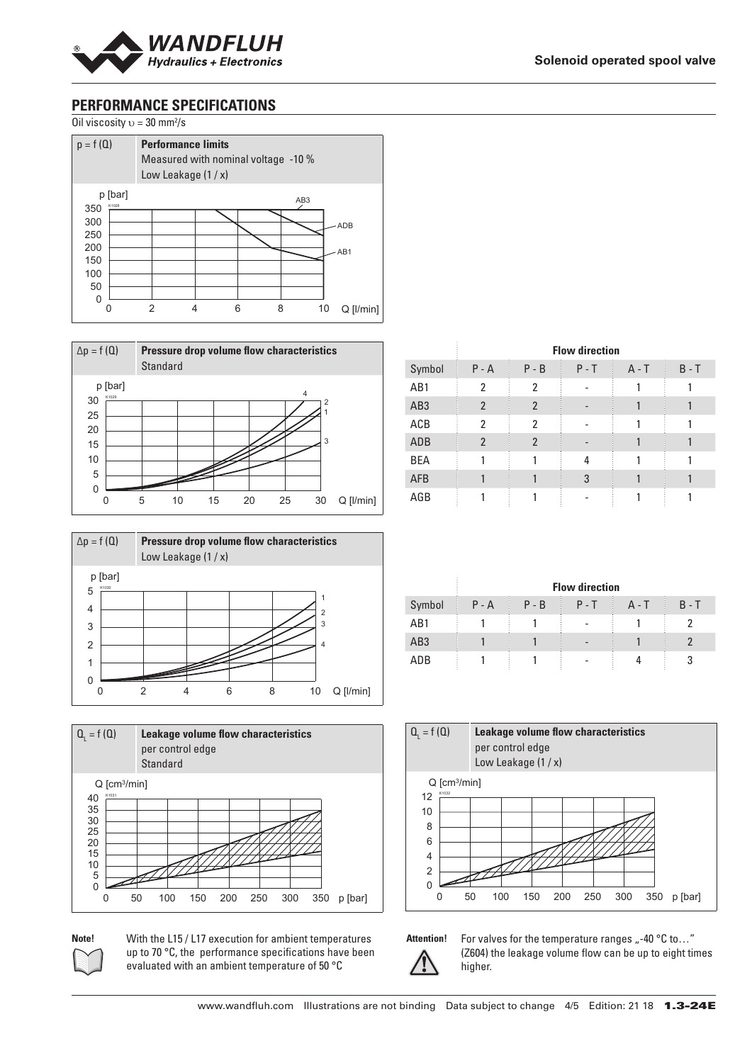## PERFORMANCE SPECIFICATIONS

Oil viscosity υ = 30 mm²/s

**p = f (Q)** — **Performance limits**
Measured with nominal voltage -10 %
Low Leakage (1 / x)

**Δp = f (Q)** — **Pressure drop volume flow characteristics**
Standard

| | Flow direction | | | | |
|---|---|---|---|---|---|
| Symbol | P - A | P - B | P - T | A - T | B - T |
| AB1 | 2 | 2 | - | 1 | 1 |
| AB3 | 2 | 2 | - | 1 | 1 |
| ACB | 2 | 2 | - | 1 | 1 |
| ADB | 2 | 2 | - | 1 | 1 |
| BEA | 1 | 1 | 4 | 1 | 1 |
| AFB | 1 | 1 | 3 | 1 | 1 |
| AGB | 1 | 1 | - | 1 | 1 |

**Δp = f (Q)** — **Pressure drop volume flow characteristics**
Low Leakage (1 / x)

| | Flow direction | | | | |
|---|---|---|---|---|---|
| Symbol | P - A | P - B | P - T | A - T | B - T |
| AB1 | 1 | 1 | - | 1 | 2 |
| AB3 | 1 | 1 | - | 1 | 2 |
| ADB | 1 | 1 | - | 4 | 3 |

**$Q_L$ = f (Q)** — **Leakage volume flow characteristics**
per control edge
Standard

**$Q_L$ = f (Q)** — **Leakage volume flow characteristics**
per control edge
Low Leakage (1 / x)

**Note!** With the L15 / L17 execution for ambient temperatures up to 70 °C, the performance specifications have been evaluated with an ambient temperature of 50 °C

**Attention!** For valves for the temperature ranges „-40 °C to…" (Z604) the leakage volume flow can be up to eight times higher.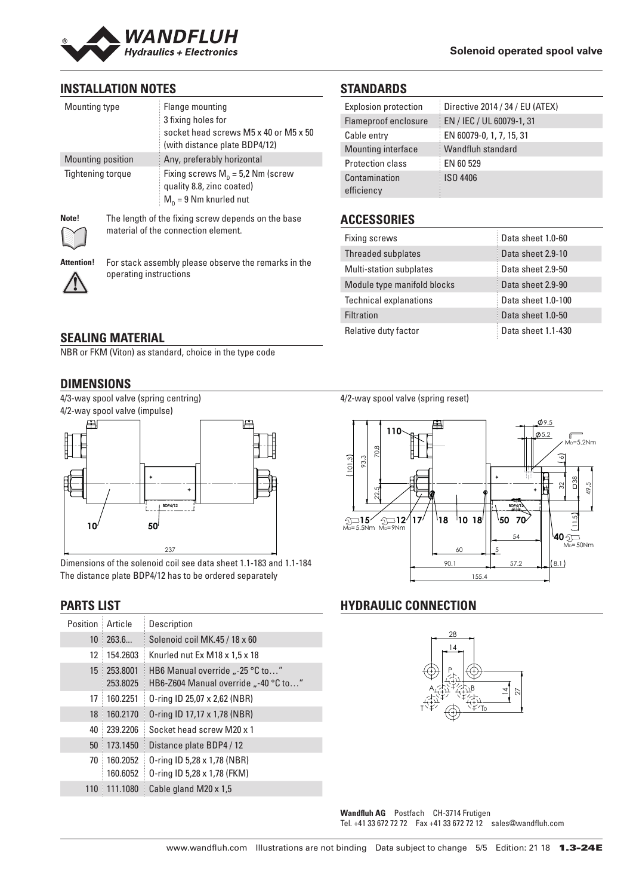## INSTALLATION NOTES

| | |
|---|---|
| Mounting type | Flange mounting<br>3 fixing holes for<br>socket head screws M5 x 40 or M5 x 50<br>(with distance plate BDP4/12) |
| Mounting position | Any, preferably horizontal |
| Tightening torque | Fixing screws $M_D$ = 5,2 Nm (screw quality 8.8, zinc coated)<br>$M_D$ = 9 Nm knurled nut |

**Note!** The length of the fixing screw depends on the base material of the connection element.

**Attention!** For stack assembly please observe the remarks in the operating instructions

## SEALING MATERIAL

NBR or FKM (Viton) as standard, choice in the type code

## STANDARDS

| | |
|---|---|
| Explosion protection | Directive 2014 / 34 / EU (ATEX) |
| Flameproof enclosure | EN / IEC / UL 60079-1, 31 |
| Cable entry | EN 60079-0, 1, 7, 15, 31 |
| Mounting interface | Wandfluh standard |
| Protection class | EN 60 529 |
| Contamination efficiency | ISO 4406 |

## ACCESSORIES

| | |
|---|---|
| Fixing screws | Data sheet 1.0-60 |
| Threaded subplates | Data sheet 2.9-10 |
| Multi-station subplates | Data sheet 2.9-50 |
| Module type manifold blocks | Data sheet 2.9-90 |
| Technical explanations | Data sheet 1.0-100 |
| Filtration | Data sheet 1.0-50 |
| Relative duty factor | Data sheet 1.1-430 |

## DIMENSIONS

4/3-way spool valve (spring centring)
4/2-way spool valve (impulse)

10
50
BDP4/12
237

Dimensions of the solenoid coil see data sheet 1.1-183 and 1.1-184
The distance plate BDP4/12 has to be ordered separately

4/2-way spool valve (spring reset)

110
(101.3)
93.3
70.8
22.5
Ø9.5
Ø5.2
MD=5.2Nm
(6)
32
□38
49.5
(11.5)
15 MD=5.5Nm
12 MD=9Nm
17
18
10
18
50
70
BDP4/12
40 MD=50Nm
54
60
5
90.1
57.2
(8.1)
155.4

## PARTS LIST

| Position | Article | Description |
|---|---|---|
| 10 | 263.6... | Solenoid coil MK.45 / 18 x 60 |
| 12 | 154.2603 | Knurled nut Ex M18 x 1,5 x 18 |
| 15 | 253.8001<br>253.8025 | HB6 Manual override „-25 °C to…"<br>HB6-Z604 Manual override „-40 °C to…" |
| 17 | 160.2251 | O-ring ID 25,07 x 2,62 (NBR) |
| 18 | 160.2170 | O-ring ID 17,17 x 1,78 (NBR) |
| 40 | 239.2206 | Socket head screw M20 x 1 |
| 50 | 173.1450 | Distance plate BDP4 / 12 |
| 70 | 160.2052<br>160.6052 | O-ring ID 5,28 x 1,78 (NBR)<br>O-ring ID 5,28 x 1,78 (FKM) |
| 110 | 111.1080 | Cable gland M20 x 1,5 |

## HYDRAULIC CONNECTION

28
14
P
A
B
T
T0
14
27

**Wandfluh AG** Postfach CH-3714 Frutigen
Tel. +41 33 672 72 72 Fax +41 33 672 72 12 sales@wandfluh.com